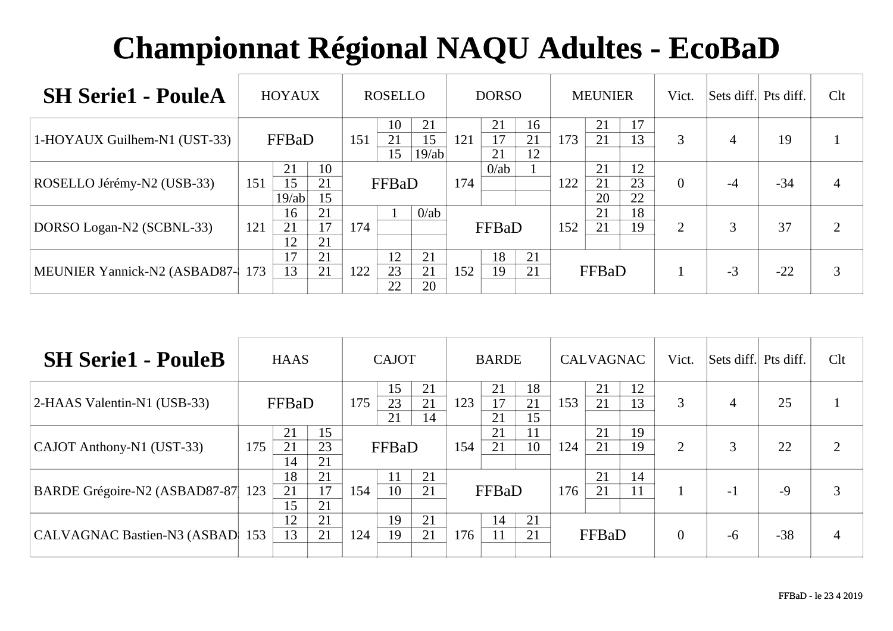# Championnat Régional NAQU Adultes - EcoBaD

## SH Serie1 - PouleA

| SH Serie1 - PouleA | HOYAUX | | | ROSELLO | | | DORSO | | | MEUNIER | | | Vict. | Sets diff. | Pts diff. | Clt |
|---|---|---|---|---|---|---|---|---|---|---|---|---|---|---|---|---|
| 1-HOYAUX Guilhem-N1 (UST-33) | FFBaD | | | 151 | 10 | 21 | 121 | 21 | 16 | 173 | 21 | 17 | 3 | 4 | 19 | 1 |
| | | | | | 21 | 15 | | 17 | 21 | | 21 | 13 | | | | |
| | | | | | 15 | 19/ab | | 21 | 12 | | | | | | | |
| ROSELLO Jérémy-N2 (USB-33) | 151 | 21 | 10 | FFBaD | | | 174 | 0/ab | 1 | 122 | 21 | 12 | 0 | -4 | -34 | 4 |
| | | 15 | 21 | | | | | | | | 21 | 23 | | | | |
| | | 19/ab | 15 | | | | | | | | 20 | 22 | | | | |
| DORSO Logan-N2 (SCBNL-33) | 121 | 16 | 21 | 174 | 1 | 0/ab | FFBaD | | | 152 | 21 | 18 | 2 | 3 | 37 | 2 |
| | | 21 | 17 | | | | | | | | 21 | 19 | | | | |
| | | 12 | 21 | | | | | | | | | | | | | |
| MEUNIER Yannick-N2 (ASBAD87- | 173 | 17 | 21 | 122 | 12 | 21 | 152 | 18 | 21 | FFBaD | | | 1 | -3 | -22 | 3 |
| | | 13 | 21 | | 23 | 21 | | 19 | 21 | | | | | | | |
| | | | | | 22 | 20 | | | | | | | | | | |

## SH Serie1 - PouleB

| SH Serie1 - PouleB | HAAS | | | CAJOT | | | BARDE | | | CALVAGNAC | | | Vict. | Sets diff. | Pts diff. | Clt |
|---|---|---|---|---|---|---|---|---|---|---|---|---|---|---|---|---|
| 2-HAAS Valentin-N1 (USB-33) | FFBaD | | | 175 | 15 | 21 | 123 | 21 | 18 | 153 | 21 | 12 | 3 | 4 | 25 | 1 |
| | | | | | 23 | 21 | | 17 | 21 | | 21 | 13 | | | | |
| | | | | | 21 | 14 | | 21 | 15 | | | | | | | |
| CAJOT Anthony-N1 (UST-33) | 175 | 21 | 15 | FFBaD | | | 154 | 21 | 11 | 124 | 21 | 19 | 2 | 3 | 22 | 2 |
| | | 21 | 23 | | | | | 21 | 10 | | 21 | 19 | | | | |
| | | 14 | 21 | | | | | | | | | | | | | |
| BARDE Grégoire-N2 (ASBAD87-87 | 123 | 18 | 21 | 154 | 11 | 21 | FFBaD | | | 176 | 21 | 14 | 1 | -1 | -9 | 3 |
| | | 21 | 17 | | 10 | 21 | | | | | 21 | 11 | | | | |
| | | 15 | 21 | | | | | | | | | | | | | |
| CALVAGNAC Bastien-N3 (ASBAD | 153 | 12 | 21 | 124 | 19 | 21 | 176 | 14 | 21 | FFBaD | | | 0 | -6 | -38 | 4 |
| | | 13 | 21 | | 19 | 21 | | 11 | 21 | | | | | | | |
| | | | | | | | | | | | | | | | | |

FFBaD - le 23 4 2019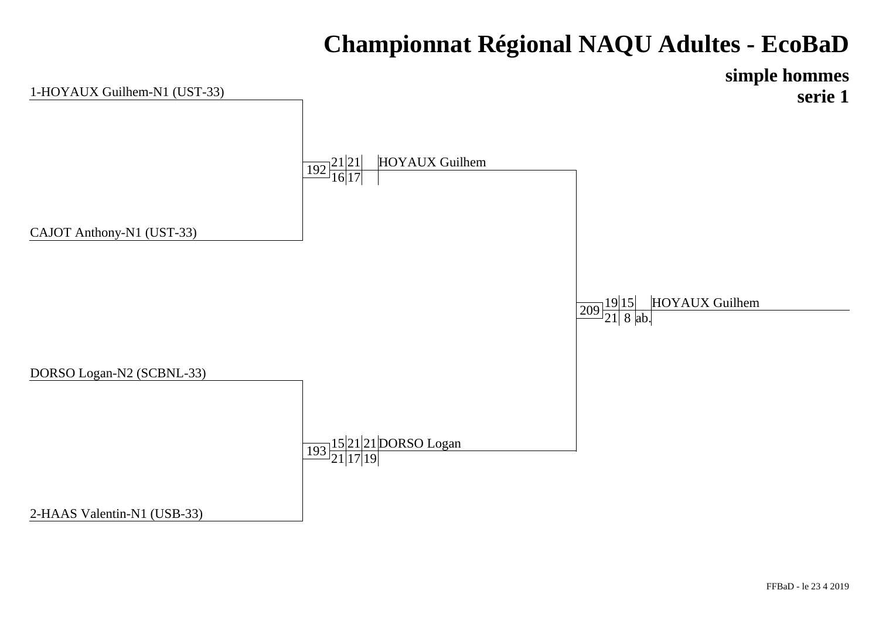# Championnat Régional NAQU Adultes - EcoBaD

## simple hommes
## serie 1

**Tableau**

- 1-HOYAUX Guilhem-N1 (UST-33)
- CAJOT Anthony-N1 (UST-33)
- DORSO Logan-N2 (SCBNL-33)
- 2-HAAS Valentin-N1 (USB-33)

**Demi-finales**

| Match | Set 1 | Set 2 | Set 3 | Vainqueur |
|---|---|---|---|---|
| 192 | 21-16 | 21-17 | | HOYAUX Guilhem |
| 193 | 15-21 | 21-17 | 21-19 | DORSO Logan |

**Finale**

| Match | Set 1 | Set 2 | Set 3 | Vainqueur |
|---|---|---|---|---|
| 209 | 19-21 | 15-8 | ab. | HOYAUX Guilhem |

FFBaD - le 23 4 2019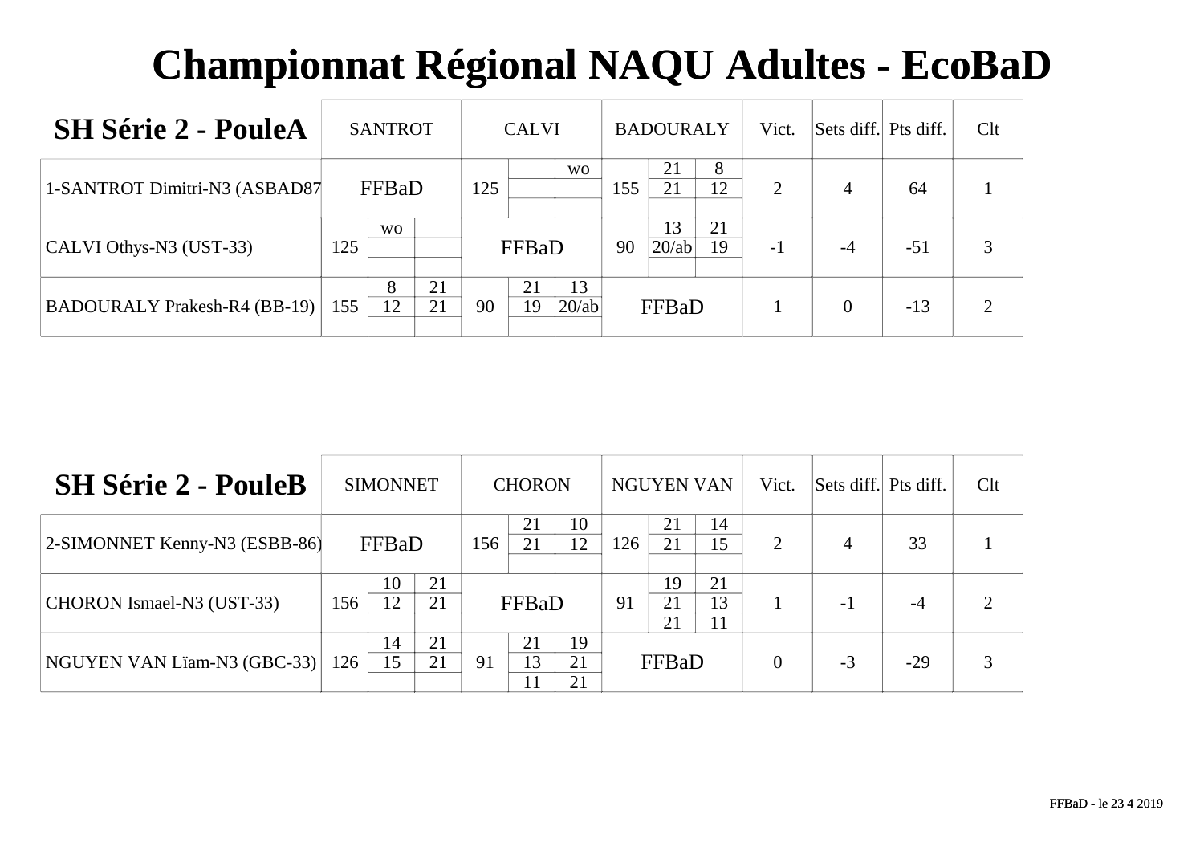# Championnat Régional NAQU Adultes - EcoBaD

## SH Série 2 - PouleA

| SH Série 2 - PouleA | SANTROT | | | CALVI | | | BADOURALY | | | Vict. | Sets diff. | Pts diff. | Clt |
|---|---|---|---|---|---|---|---|---|---|---|---|---|---|
| 1-SANTROT Dimitri-N3 (ASBAD87 | FFBaD | | | 125 | | wo | 155 | 21 | 8 | 2 | 4 | 64 | 1 |
| | | | | | | | | 21 | 12 | | | | |
| CALVI Othys-N3 (UST-33) | 125 | wo | | FFBaD | | | 90 | 13 | 21 | -1 | -4 | -51 | 3 |
| | | | | | | | | 20/ab | 19 | | | | |
| BADOURALY Prakesh-R4 (BB-19) | 155 | 8 | 21 | 90 | 21 | 13 | FFBaD | | | 1 | 0 | -13 | 2 |
| | | 12 | 21 | | 19 | 20/ab | | | | | | | |

## SH Série 2 - PouleB

| SH Série 2 - PouleB | SIMONNET | | | CHORON | | | NGUYEN VAN | | | Vict. | Sets diff. | Pts diff. | Clt |
|---|---|---|---|---|---|---|---|---|---|---|---|---|---|
| 2-SIMONNET Kenny-N3 (ESBB-86) | FFBaD | | | 156 | 21 | 10 | 126 | 21 | 14 | 2 | 4 | 33 | 1 |
| | | | | | 21 | 12 | | 21 | 15 | | | | |
| CHORON Ismael-N3 (UST-33) | 156 | 10 | 21 | FFBaD | | | 91 | 19 | 21 | 1 | -1 | -4 | 2 |
| | | 12 | 21 | | | | | 21 | 13 | | | | |
| | | | | | | | | 21 | 11 | | | | |
| NGUYEN VAN Lïam-N3 (GBC-33) | 126 | 14 | 21 | 91 | 21 | 19 | FFBaD | | | 0 | -3 | -29 | 3 |
| | | 15 | 21 | | 13 | 21 | | | | | | | |
| | | | | | 11 | 21 | | | | | | | |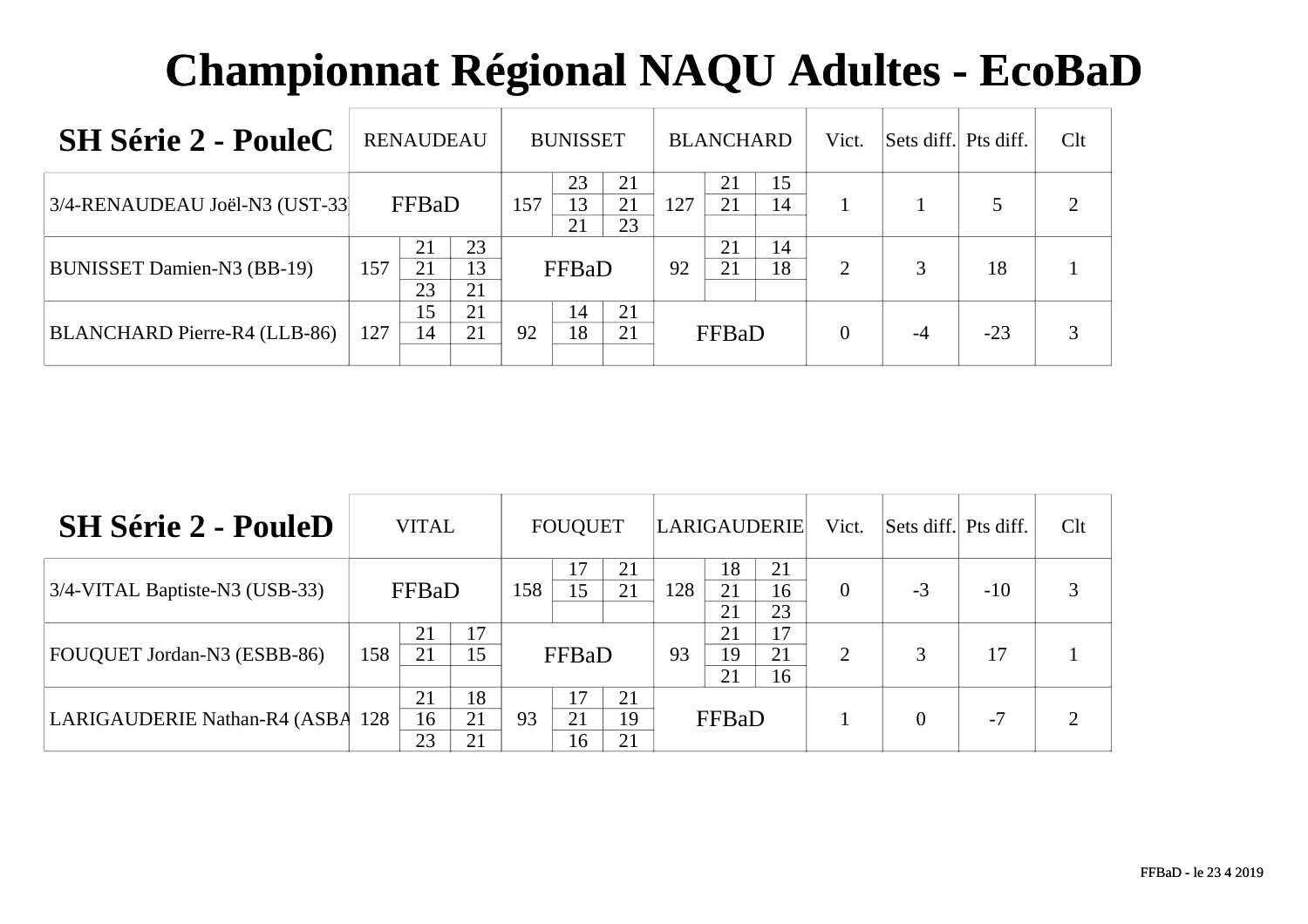# Championnat Régional NAQU Adultes - EcoBaD

| SH Série 2 - PouleC | RENAUDEAU | | | BUNISSET | | | BLANCHARD | | | Vict. | Sets diff. | Pts diff. | Clt |
|---|---|---|---|---|---|---|---|---|---|---|---|---|---|
| 3/4-RENAUDEAU Joël-N3 (UST-33 | FFBaD | | | 157 | 23 | 21 | 127 | 21 | 15 | 1 | 1 | 5 | 2 |
| | | | | | 13 | 21 | | 21 | 14 | | | | |
| | | | | | 21 | 23 | | | | | | | |
| BUNISSET Damien-N3 (BB-19) | 157 | 21 | 23 | FFBaD | | | 92 | 21 | 14 | 2 | 3 | 18 | 1 |
| | | 21 | 13 | | | | | 21 | 18 | | | | |
| | | 23 | 21 | | | | | | | | | | |
| BLANCHARD Pierre-R4 (LLB-86) | 127 | 15 | 21 | 92 | 14 | 21 | FFBaD | | | 0 | -4 | -23 | 3 |
| | | 14 | 21 | | 18 | 21 | | | | | | | |

| SH Série 2 - PouleD | VITAL | | | FOUQUET | | | LARIGAUDERIE | | | Vict. | Sets diff. | Pts diff. | Clt |
|---|---|---|---|---|---|---|---|---|---|---|---|---|---|
| 3/4-VITAL Baptiste-N3 (USB-33) | FFBaD | | | 158 | 17 | 21 | 128 | 18 | 21 | 0 | -3 | -10 | 3 |
| | | | | | 15 | 21 | | 21 | 16 | | | | |
| | | | | | | | | 21 | 23 | | | | |
| FOUQUET Jordan-N3 (ESBB-86) | 158 | 21 | 17 | FFBaD | | | 93 | 21 | 17 | 2 | 3 | 17 | 1 |
| | | 21 | 15 | | | | | 19 | 21 | | | | |
| | | | | | | | | 21 | 16 | | | | |
| LARIGAUDERIE Nathan-R4 (ASBA | 128 | 21 | 18 | 93 | 17 | 21 | FFBaD | | | 1 | 0 | -7 | 2 |
| | | 16 | 21 | | 21 | 19 | | | | | | | |
| | | 23 | 21 | | 16 | 21 | | | | | | | |

FFBaD - le 23 4 2019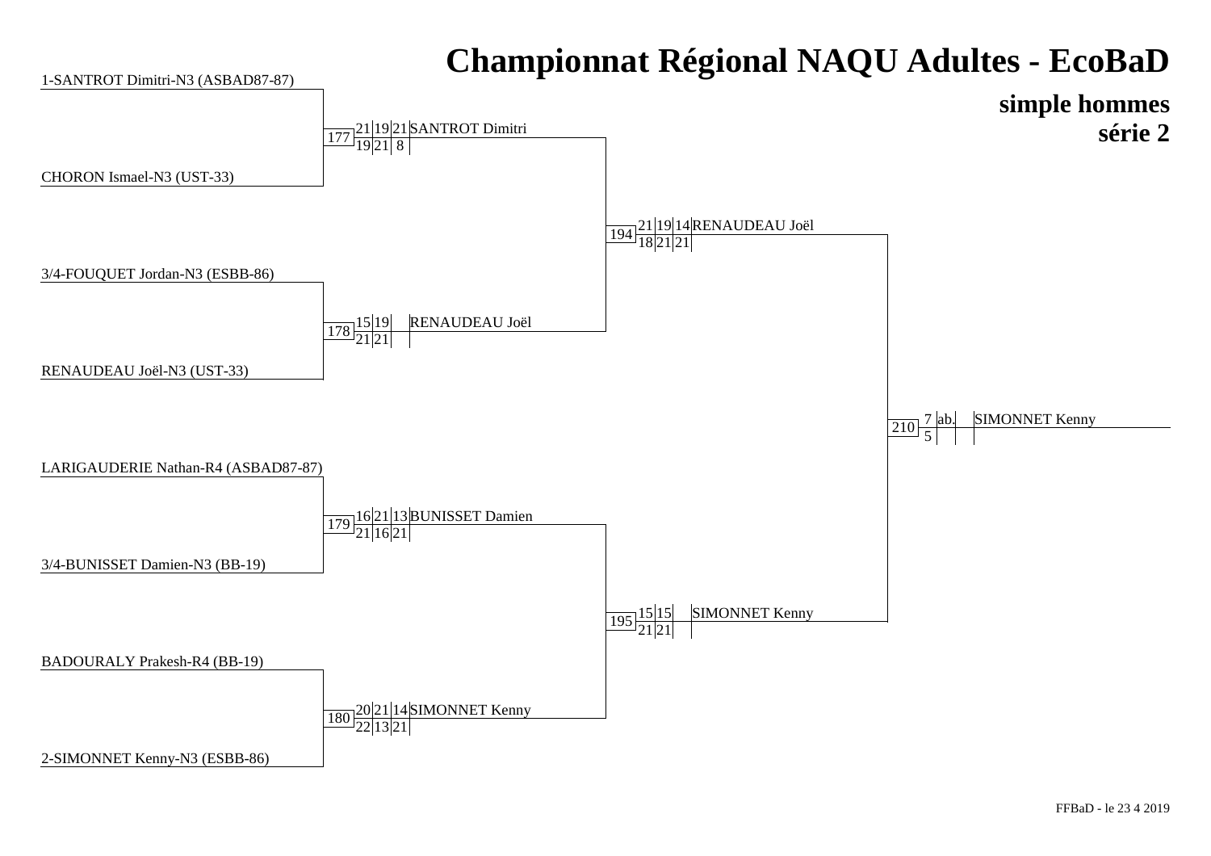# Championnat Régional NAQU Adultes - EcoBaD

## simple hommes
## série 2

**Premier tour**

1-SANTROT Dimitri-N3 (ASBAD87-87)
CHORON Ismael-N3 (UST-33)

3/4-FOUQUET Jordan-N3 (ESBB-86)
RENAUDEAU Joël-N3 (UST-33)

LARIGAUDERIE Nathan-R4 (ASBAD87-87)
3/4-BUNISSET Damien-N3 (BB-19)

BADOURALY Prakesh-R4 (BB-19)
2-SIMONNET Kenny-N3 (ESBB-86)

**Demi-finales**

| Match | Scores | | | Vainqueur |
|---|---|---|---|---|
| 177 | 21 | 19 | 21 | SANTROT Dimitri |
| | 19 | 21 | 8 | |
| 178 | 15 | 19 | | RENAUDEAU Joël |
| | 21 | 21 | | |
| 179 | 16 | 21 | 13 | BUNISSET Damien |
| | 21 | 16 | 21 | |
| 180 | 20 | 21 | 14 | SIMONNET Kenny |
| | 22 | 13 | 21 | |

**Finales de poule**

| Match | Scores | | | Vainqueur |
|---|---|---|---|---|
| 194 | 21 | 19 | 14 | RENAUDEAU Joël |
| | 18 | 21 | 21 | |
| 195 | 15 | 15 | | SIMONNET Kenny |
| | 21 | 21 | | |

**Finale**

| Match | Scores | | | Vainqueur |
|---|---|---|---|---|
| 210 | 7 | ab. | | SIMONNET Kenny |
| | 5 | | | |

FFBaD - le 23 4 2019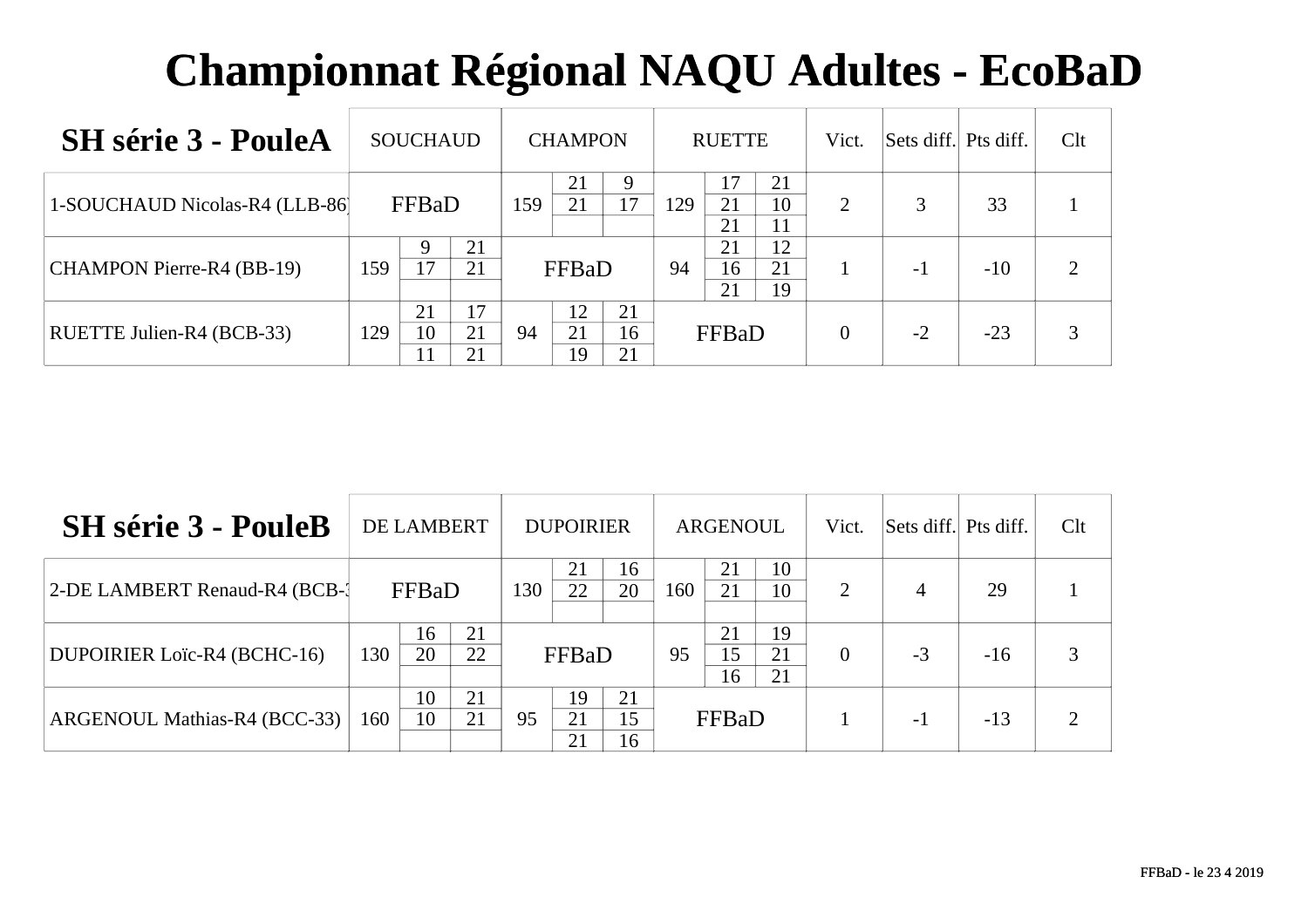# Championnat Régional NAQU Adultes - EcoBaD

| SH série 3 - PouleA | SOUCHAUD | | | CHAMPON | | | RUETTE | | | Vict. | Sets diff. | Pts diff. | Clt |
|---|---|---|---|---|---|---|---|---|---|---|---|---|---|
| 1-SOUCHAUD Nicolas-R4 (LLB-86) | FFBaD | | | 159 | 21 | 9 | 129 | 17 | 21 | 2 | 3 | 33 | 1 |
| | | | | | 21 | 17 | | 21 | 10 | | | | |
| | | | | | | | | 21 | 11 | | | | |
| CHAMPON Pierre-R4 (BB-19) | 159 | 9 | 21 | FFBaD | | | 94 | 21 | 12 | 1 | -1 | -10 | 2 |
| | | 17 | 21 | | | | | 16 | 21 | | | | |
| | | | | | | | | 21 | 19 | | | | |
| RUETTE Julien-R4 (BCB-33) | 129 | 21 | 17 | 94 | 12 | 21 | FFBaD | | | 0 | -2 | -23 | 3 |
| | | 10 | 21 | | 21 | 16 | | | | | | | |
| | | 11 | 21 | | 19 | 21 | | | | | | | |

| SH série 3 - PouleB | DE LAMBERT | | | DUPOIRIER | | | ARGENOUL | | | Vict. | Sets diff. | Pts diff. | Clt |
|---|---|---|---|---|---|---|---|---|---|---|---|---|---|
| 2-DE LAMBERT Renaud-R4 (BCB-3 | FFBaD | | | 130 | 21 | 16 | 160 | 21 | 10 | 2 | 4 | 29 | 1 |
| | | | | | 22 | 20 | | 21 | 10 | | | | |
| | | | | | | | | | | | | | |
| DUPOIRIER Loïc-R4 (BCHC-16) | 130 | 16 | 21 | FFBaD | | | 95 | 21 | 19 | 0 | -3 | -16 | 3 |
| | | 20 | 22 | | | | | 15 | 21 | | | | |
| | | | | | | | | 16 | 21 | | | | |
| ARGENOUL Mathias-R4 (BCC-33) | 160 | 10 | 21 | 95 | 19 | 21 | FFBaD | | | 1 | -1 | -13 | 2 |
| | | 10 | 21 | | 21 | 15 | | | | | | | |
| | | | | | 21 | 16 | | | | | | | |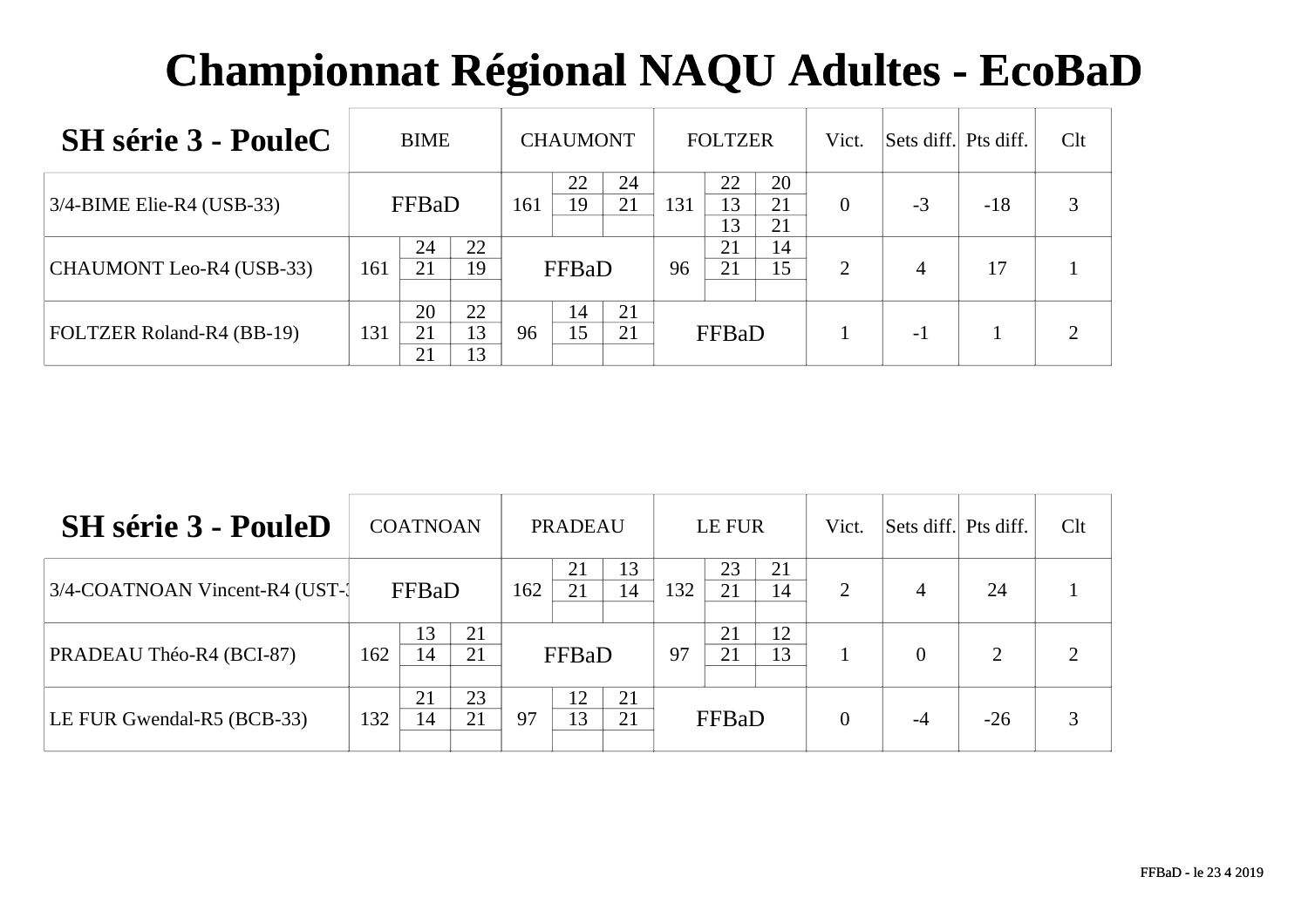# Championnat Régional NAQU Adultes - EcoBaD

## SH série 3 - PouleC

| SH série 3 - PouleC | BIME | | | CHAUMONT | | | FOLTZER | | | Vict. | Sets diff. | Pts diff. | Clt |
|---|---|---|---|---|---|---|---|---|---|---|---|---|---|
| 3/4-BIME Elie-R4 (USB-33) | FFBaD | | | 161 | 22 | 24 | 131 | 22 | 20 | 0 | -3 | -18 | 3 |
| | | | | | 19 | 21 | | 13 | 21 | | | | |
| | | | | | | | | 13 | 21 | | | | |
| CHAUMONT Leo-R4 (USB-33) | 161 | 24 | 22 | FFBaD | | | 96 | 21 | 14 | 2 | 4 | 17 | 1 |
| | | 21 | 19 | | | | | 21 | 15 | | | | |
| | | | | | | | | | | | | | |
| FOLTZER Roland-R4 (BB-19) | 131 | 20 | 22 | 96 | 14 | 21 | FFBaD | | | 1 | -1 | 1 | 2 |
| | | 21 | 13 | | 15 | 21 | | | | | | | |
| | | 21 | 13 | | | | | | | | | | |

## SH série 3 - PouleD

| SH série 3 - PouleD | COATNOAN | | | PRADEAU | | | LE FUR | | | Vict. | Sets diff. | Pts diff. | Clt |
|---|---|---|---|---|---|---|---|---|---|---|---|---|---|
| 3/4-COATNOAN Vincent-R4 (UST-3 | FFBaD | | | 162 | 21 | 13 | 132 | 23 | 21 | 2 | 4 | 24 | 1 |
| | | | | | 21 | 14 | | 21 | 14 | | | | |
| | | | | | | | | | | | | | |
| PRADEAU Théo-R4 (BCI-87) | 162 | 13 | 21 | FFBaD | | | 97 | 21 | 12 | 1 | 0 | 2 | 2 |
| | | 14 | 21 | | | | | 21 | 13 | | | | |
| | | | | | | | | | | | | | |
| LE FUR Gwendal-R5 (BCB-33) | 132 | 21 | 23 | 97 | 12 | 21 | FFBaD | | | 0 | -4 | -26 | 3 |
| | | 14 | 21 | | 13 | 21 | | | | | | | |
| | | | | | | | | | | | | | |

FFBaD - le 23 4 2019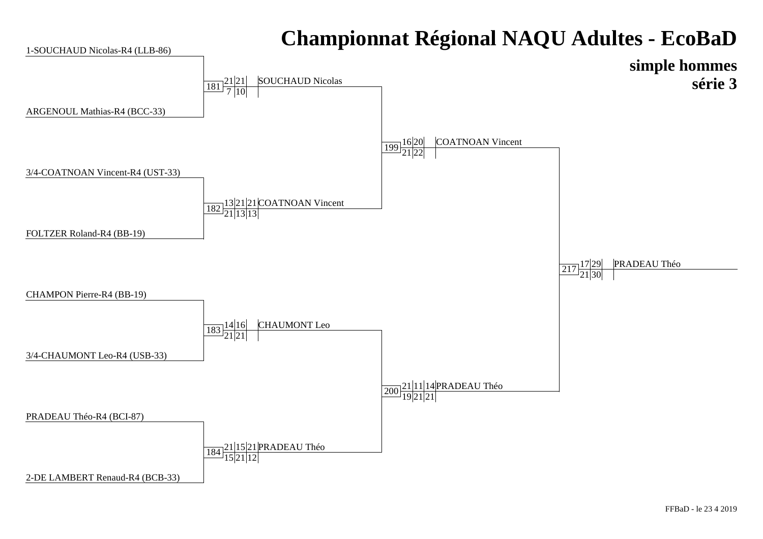# Championnat Régional NAQU Adultes - EcoBaD

## simple hommes
## série 3

**Premier tour**

- 1-SOUCHAUD Nicolas-R4 (LLB-86)
- ARGENOUL Mathias-R4 (BCC-33)
- 3/4-COATNOAN Vincent-R4 (UST-33)
- FOLTZER Roland-R4 (BB-19)
- CHAMPON Pierre-R4 (BB-19)
- 3/4-CHAUMONT Leo-R4 (USB-33)
- PRADEAU Théo-R4 (BCI-87)
- 2-DE LAMBERT Renaud-R4 (BCB-33)

| Match | Scores (haut) | Scores (bas) | Vainqueur |
| --- | --- | --- | --- |
| 181 | 21 21 | 7 10 | SOUCHAUD Nicolas |
| 182 | 13 21 21 | 21 13 13 | COATNOAN Vincent |
| 183 | 14 16 | 21 21 | CHAUMONT Leo |
| 184 | 21 15 21 | 15 21 12 | PRADEAU Théo |
| 199 | 16 20 | 21 22 | COATNOAN Vincent |
| 200 | 21 11 14 | 19 21 21 | PRADEAU Théo |
| 217 | 17 29 | 21 30 | PRADEAU Théo |

FFBaD - le 23 4 2019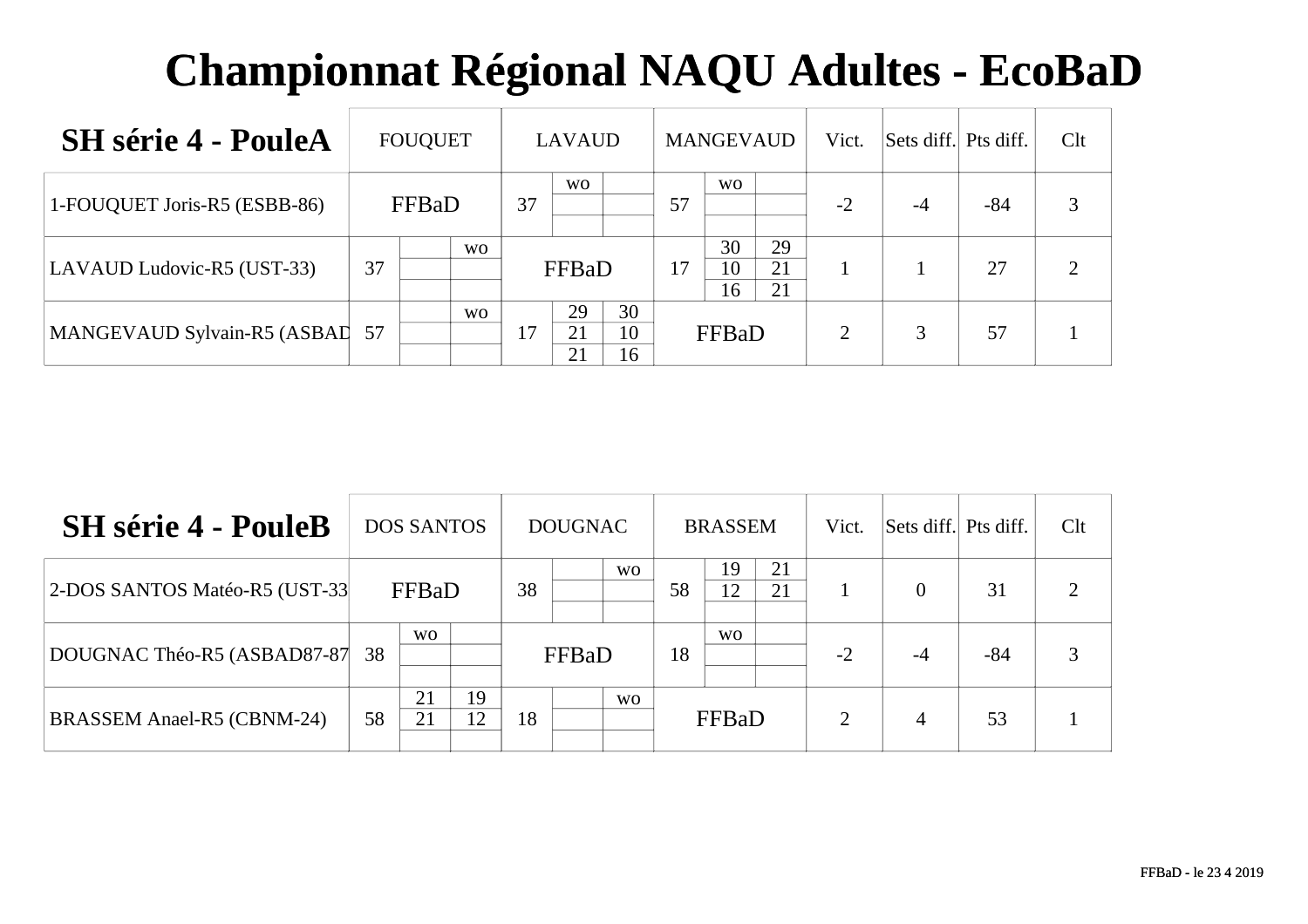# Championnat Régional NAQU Adultes - EcoBaD

| SH série 4 - PouleA | FOUQUET | | | LAVAUD | | | MANGEVAUD | | | Vict. | Sets diff. | Pts diff. | Clt |
|---|---|---|---|---|---|---|---|---|---|---|---|---|---|
| 1-FOUQUET Joris-R5 (ESBB-86) | FFBaD | | | 37 | wo | | 57 | wo | | -2 | -4 | -84 | 3 |
| | | | | | | | | | | | | | |
| | | | | | | | | | | | | | |
| LAVAUD Ludovic-R5 (UST-33) | 37 | | wo | FFBaD | | | 17 | 30 | 29 | 1 | 1 | 27 | 2 |
| | | | | | | | | 10 | 21 | | | | |
| | | | | | | | | 16 | 21 | | | | |
| MANGEVAUD Sylvain-R5 (ASBAD | 57 | | wo | 17 | 29 | 30 | FFBaD | | | 2 | 3 | 57 | 1 |
| | | | | | 21 | 10 | | | | | | | |
| | | | | | 21 | 16 | | | | | | | |

| SH série 4 - PouleB | DOS SANTOS | | | DOUGNAC | | | BRASSEM | | | Vict. | Sets diff. | Pts diff. | Clt |
|---|---|---|---|---|---|---|---|---|---|---|---|---|---|
| 2-DOS SANTOS Matéo-R5 (UST-33 | FFBaD | | | 38 | | wo | 58 | 19 | 21 | 1 | 0 | 31 | 2 |
| | | | | | | | | 12 | 21 | | | | |
| | | | | | | | | | | | | | |
| DOUGNAC Théo-R5 (ASBAD87-87 | 38 | wo | | FFBaD | | | 18 | wo | | -2 | -4 | -84 | 3 |
| | | | | | | | | | | | | | |
| | | | | | | | | | | | | | |
| BRASSEM Anael-R5 (CBNM-24) | 58 | 21 | 19 | 18 | | wo | FFBaD | | | 2 | 4 | 53 | 1 |
| | | 21 | 12 | | | | | | | | | | |
| | | | | | | | | | | | | | |

FFBaD - le 23 4 2019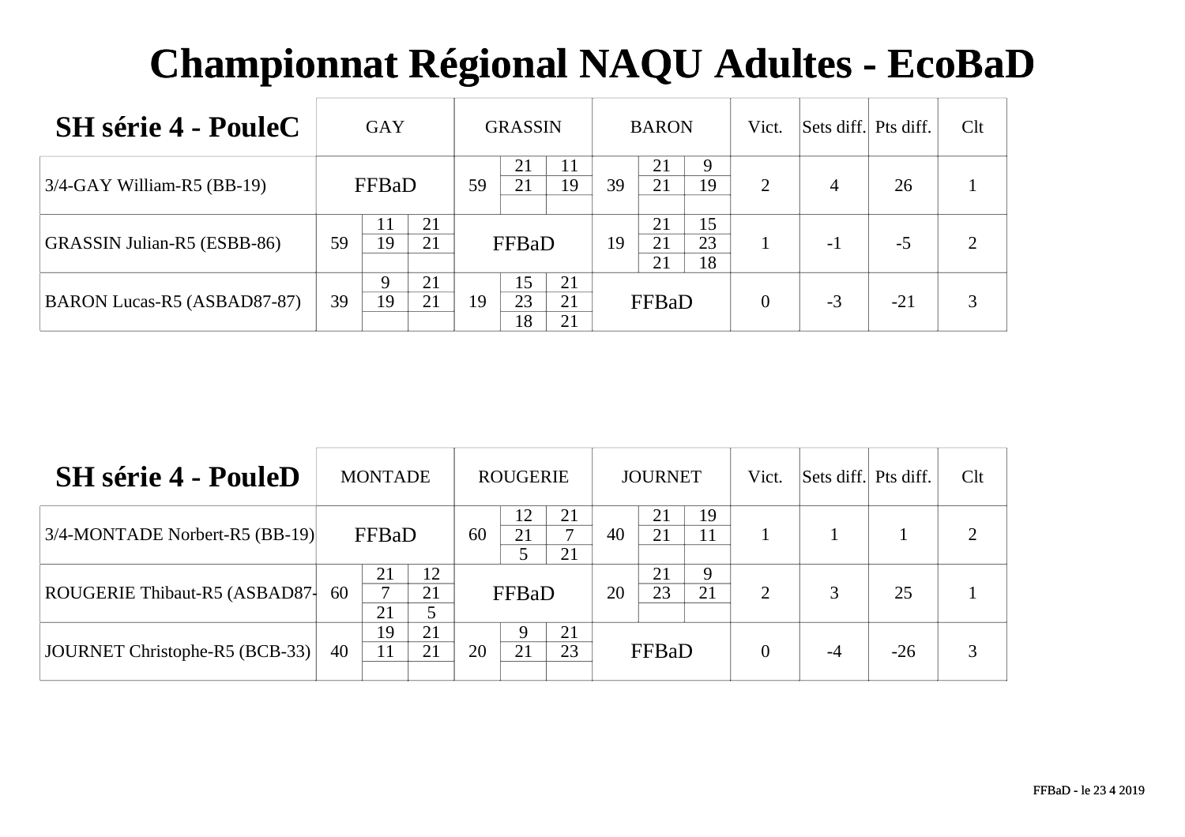# Championnat Régional NAQU Adultes - EcoBaD

| SH série 4 - PouleC | GAY | | | GRASSIN | | | BARON | | | Vict. | Sets diff. | Pts diff. | Clt |
|---|---|---|---|---|---|---|---|---|---|---|---|---|---|
| 3/4-GAY William-R5 (BB-19) | FFBaD | | | 59 | 21 | 11 | 39 | 21 | 9 | 2 | 4 | 26 | 1 |
| | | | | | 21 | 19 | | 21 | 19 | | | | |
| | | | | | | | | | | | | | |
| GRASSIN Julian-R5 (ESBB-86) | 59 | 11 | 21 | FFBaD | | | 19 | 21 | 15 | 1 | -1 | -5 | 2 |
| | | 19 | 21 | | | | | 21 | 23 | | | | |
| | | | | | | | | 21 | 18 | | | | |
| BARON Lucas-R5 (ASBAD87-87) | 39 | 9 | 21 | 19 | 15 | 21 | FFBaD | | | 0 | -3 | -21 | 3 |
| | | 19 | 21 | | 23 | 21 | | | | | | | |
| | | | | | 18 | 21 | | | | | | | |

| SH série 4 - PouleD | MONTADE | | | ROUGERIE | | | JOURNET | | | Vict. | Sets diff. | Pts diff. | Clt |
|---|---|---|---|---|---|---|---|---|---|---|---|---|---|
| 3/4-MONTADE Norbert-R5 (BB-19) | FFBaD | | | 60 | 12 | 21 | 40 | 21 | 19 | 1 | 1 | 1 | 2 |
| | | | | | 21 | 7 | | 21 | 11 | | | | |
| | | | | | 5 | 21 | | | | | | | |
| ROUGERIE Thibaut-R5 (ASBAD87- | 60 | 21 | 12 | FFBaD | | | 20 | 21 | 9 | 2 | 3 | 25 | 1 |
| | | 7 | 21 | | | | | 23 | 21 | | | | |
| | | 21 | 5 | | | | | | | | | | |
| JOURNET Christophe-R5 (BCB-33) | 40 | 19 | 21 | 20 | 9 | 21 | FFBaD | | | 0 | -4 | -26 | 3 |
| | | 11 | 21 | | 21 | 23 | | | | | | | |
| | | | | | | | | | | | | | |

FFBaD - le 23 4 2019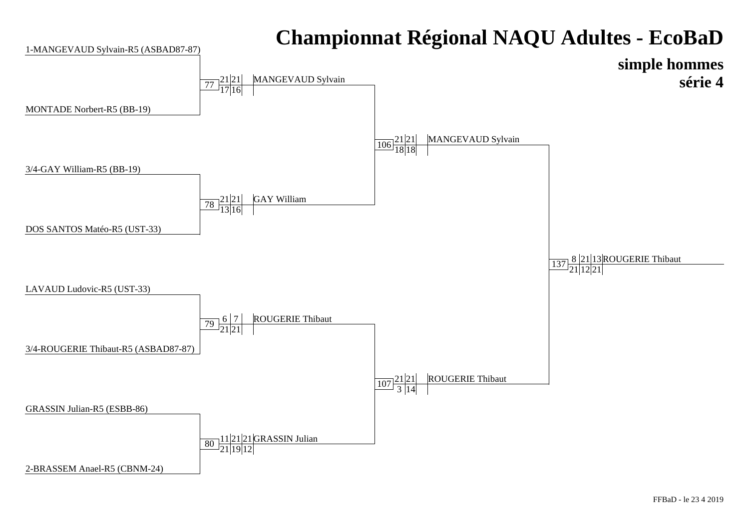# Championnat Régional NAQU Adultes - EcoBaD

## simple hommes
## série 4

### Premier tour

| Match | Joueur 1 | Joueur 2 | Scores | Vainqueur |
|---|---|---|---|---|
| 77 | 1-MANGEVAUD Sylvain-R5 (ASBAD87-87) | MONTADE Norbert-R5 (BB-19) | 21-17 21-16 | MANGEVAUD Sylvain |
| 78 | 3/4-GAY William-R5 (BB-19) | DOS SANTOS Matéo-R5 (UST-33) | 21-13 21-16 | GAY William |
| 79 | LAVAUD Ludovic-R5 (UST-33) | 3/4-ROUGERIE Thibaut-R5 (ASBAD87-87) | 6-21 7-21 | ROUGERIE Thibaut |
| 80 | GRASSIN Julian-R5 (ESBB-86) | 2-BRASSEM Anael-R5 (CBNM-24) | 11-21 21-19 21-12 | GRASSIN Julian |

### Demi-finales

| Match | Scores | Vainqueur |
|---|---|---|
| 106 | 21-18 21-18 | MANGEVAUD Sylvain |
| 107 | 21-3 21-14 | ROUGERIE Thibaut |

### Finale

| Match | Scores | Vainqueur |
|---|---|---|
| 137 | 8-21 21-12 13-21 | ROUGERIE Thibaut |

FFBaD - le 23 4 2019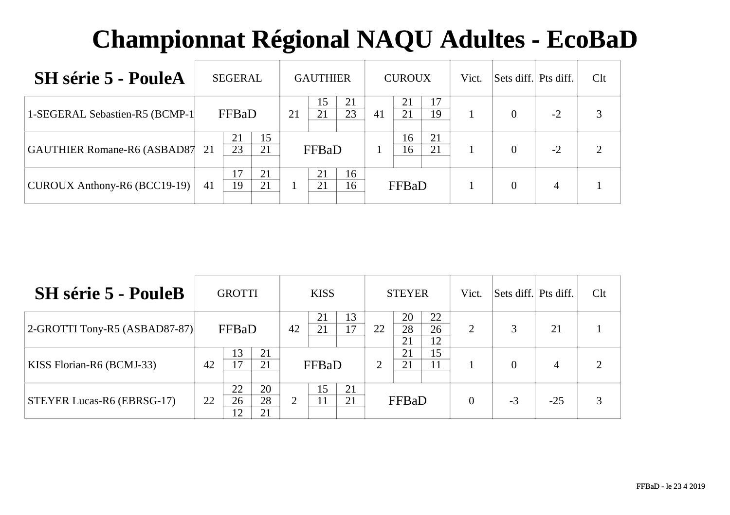# Championnat Régional NAQU Adultes - EcoBaD

## SH série 5 - PouleA

| SH série 5 - PouleA | SEGERAL | | | GAUTHIER | | | CUROUX | | | Vict. | Sets diff. | Pts diff. | Clt |
|---|---|---|---|---|---|---|---|---|---|---|---|---|---|
| 1-SEGERAL Sebastien-R5 (BCMP-1 | FFBaD | | | 21 | 15 | 21 | 41 | 21 | 17 | 1 | 0 | -2 | 3 |
| | | | | | 21 | 23 | | 21 | 19 | | | | |
| | | | | | | | | | | | | | |
| GAUTHIER Romane-R6 (ASBAD87 | 21 | 21 | 15 | FFBaD | | | 1 | 16 | 21 | 1 | 0 | -2 | 2 |
| | | 23 | 21 | | | | | 16 | 21 | | | | |
| | | | | | | | | | | | | | |
| CUROUX Anthony-R6 (BCC19-19) | 41 | 17 | 21 | 1 | 21 | 16 | FFBaD | | | 1 | 0 | 4 | 1 |
| | | 19 | 21 | | 21 | 16 | | | | | | | |
| | | | | | | | | | | | | | |

## SH série 5 - PouleB

| SH série 5 - PouleB | GROTTI | | | KISS | | | STEYER | | | Vict. | Sets diff. | Pts diff. | Clt |
|---|---|---|---|---|---|---|---|---|---|---|---|---|---|
| 2-GROTTI Tony-R5 (ASBAD87-87) | FFBaD | | | 42 | 21 | 13 | 22 | 20 | 22 | 2 | 3 | 21 | 1 |
| | | | | | 21 | 17 | | 28 | 26 | | | | |
| | | | | | | | | 21 | 12 | | | | |
| KISS Florian-R6 (BCMJ-33) | 42 | 13 | 21 | FFBaD | | | 2 | 21 | 15 | 1 | 0 | 4 | 2 |
| | | 17 | 21 | | | | | 21 | 11 | | | | |
| | | | | | | | | | | | | | |
| STEYER Lucas-R6 (EBRSG-17) | 22 | 22 | 20 | 2 | 15 | 21 | FFBaD | | | 0 | -3 | -25 | 3 |
| | | 26 | 28 | | 11 | 21 | | | | | | | |
| | | 12 | 21 | | | | | | | | | | |

FFBaD - le 23 4 2019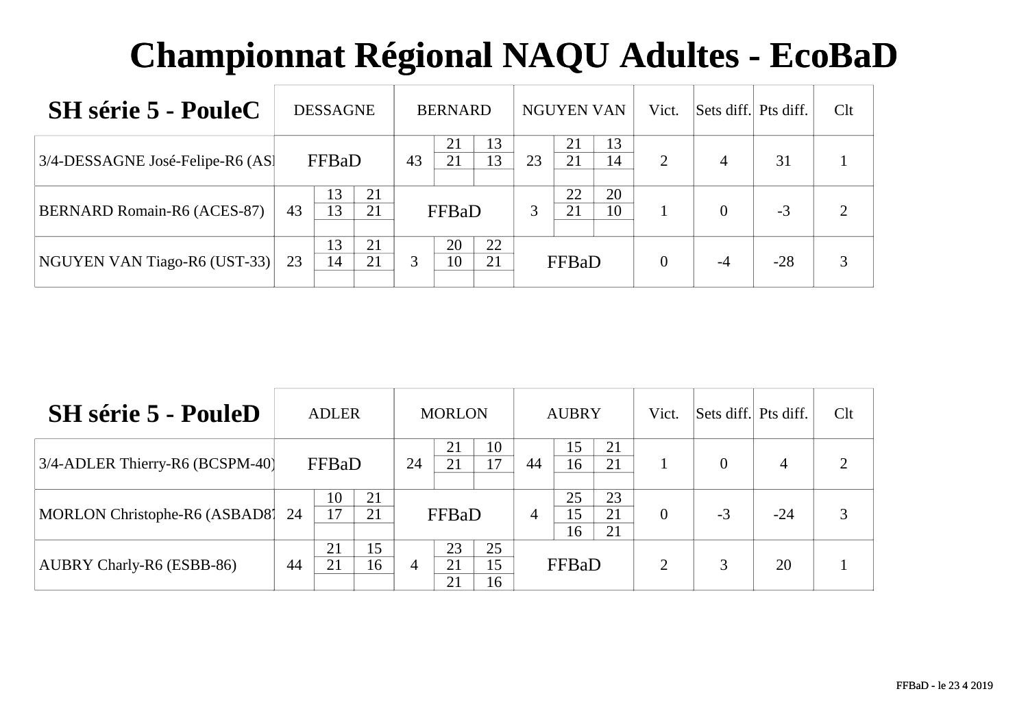# Championnat Régional NAQU Adultes - EcoBaD

| SH série 5 - PouleC | DESSAGNE | | | BERNARD | | | NGUYEN VAN | | | Vict. | Sets diff. | Pts diff. | Clt |
|---|---|---|---|---|---|---|---|---|---|---|---|---|---|
| 3/4-DESSAGNE José-Felipe-R6 (ASI | FFBaD | | | 43 | 21 | 13 | 23 | 21 | 13 | 2 | 4 | 31 | 1 |
| | | | | | 21 | 13 | | 21 | 14 | | | | |
| | | | | | | | | | | | | | |
| BERNARD Romain-R6 (ACES-87) | 43 | 13 | 21 | FFBaD | | | 3 | 22 | 20 | 1 | 0 | -3 | 2 |
| | | 13 | 21 | | | | | 21 | 10 | | | | |
| | | | | | | | | | | | | | |
| NGUYEN VAN Tiago-R6 (UST-33) | 23 | 13 | 21 | 3 | 20 | 22 | FFBaD | | | 0 | -4 | -28 | 3 |
| | | 14 | 21 | | 10 | 21 | | | | | | | |
| | | | | | | | | | | | | | |

| SH série 5 - PouleD | ADLER | | | MORLON | | | AUBRY | | | Vict. | Sets diff. | Pts diff. | Clt |
|---|---|---|---|---|---|---|---|---|---|---|---|---|---|
| 3/4-ADLER Thierry-R6 (BCSPM-40) | FFBaD | | | 24 | 21 | 10 | 44 | 15 | 21 | 1 | 0 | 4 | 2 |
| | | | | | 21 | 17 | | 16 | 21 | | | | |
| | | | | | | | | | | | | | |
| MORLON Christophe-R6 (ASBAD87 | 24 | 10 | 21 | FFBaD | | | 4 | 25 | 23 | 0 | -3 | -24 | 3 |
| | | 17 | 21 | | | | | 15 | 21 | | | | |
| | | | | | | | | 16 | 21 | | | | |
| AUBRY Charly-R6 (ESBB-86) | 44 | 21 | 15 | 4 | 23 | 25 | FFBaD | | | 2 | 3 | 20 | 1 |
| | | 21 | 16 | | 21 | 15 | | | | | | | |
| | | | | | 21 | 16 | | | | | | | |

FFBaD - le 23 4 2019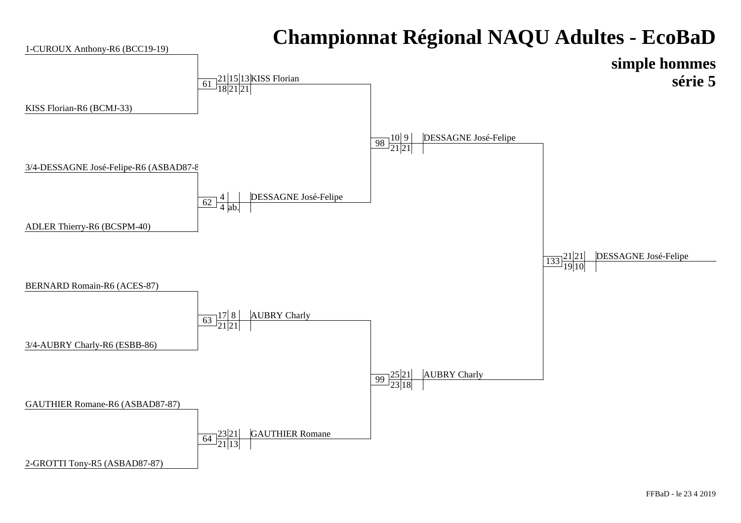# Championnat Régional NAQU Adultes - EcoBaD

## simple hommes

## série 5

**Premier tour**

- 1-CUROUX Anthony-R6 (BCC19-19)
- KISS Florian-R6 (BCMJ-33)
- 3/4-DESSAGNE José-Felipe-R6 (ASBAD87-8
- ADLER Thierry-R6 (BCSPM-40)
- BERNARD Romain-R6 (ACES-87)
- 3/4-AUBRY Charly-R6 (ESBB-86)
- GAUTHIER Romane-R6 (ASBAD87-87)
- 2-GROTTI Tony-R5 (ASBAD87-87)

**Matchs**

| Match | Scores | Vainqueur |
|---|---|---|
| 61 | 21-18, 15-21, 13-21 | KISS Florian |
| 62 | 4-4, ab. | DESSAGNE José-Felipe |
| 63 | 17-21, 8-21 | AUBRY Charly |
| 64 | 23-21, 21-13 | GAUTHIER Romane |
| 98 | 10-21, 9-21 | DESSAGNE José-Felipe |
| 99 | 25-23, 21-18 | AUBRY Charly |
| 133 | 21-19, 21-10 | DESSAGNE José-Felipe |

FFBaD - le 23 4 2019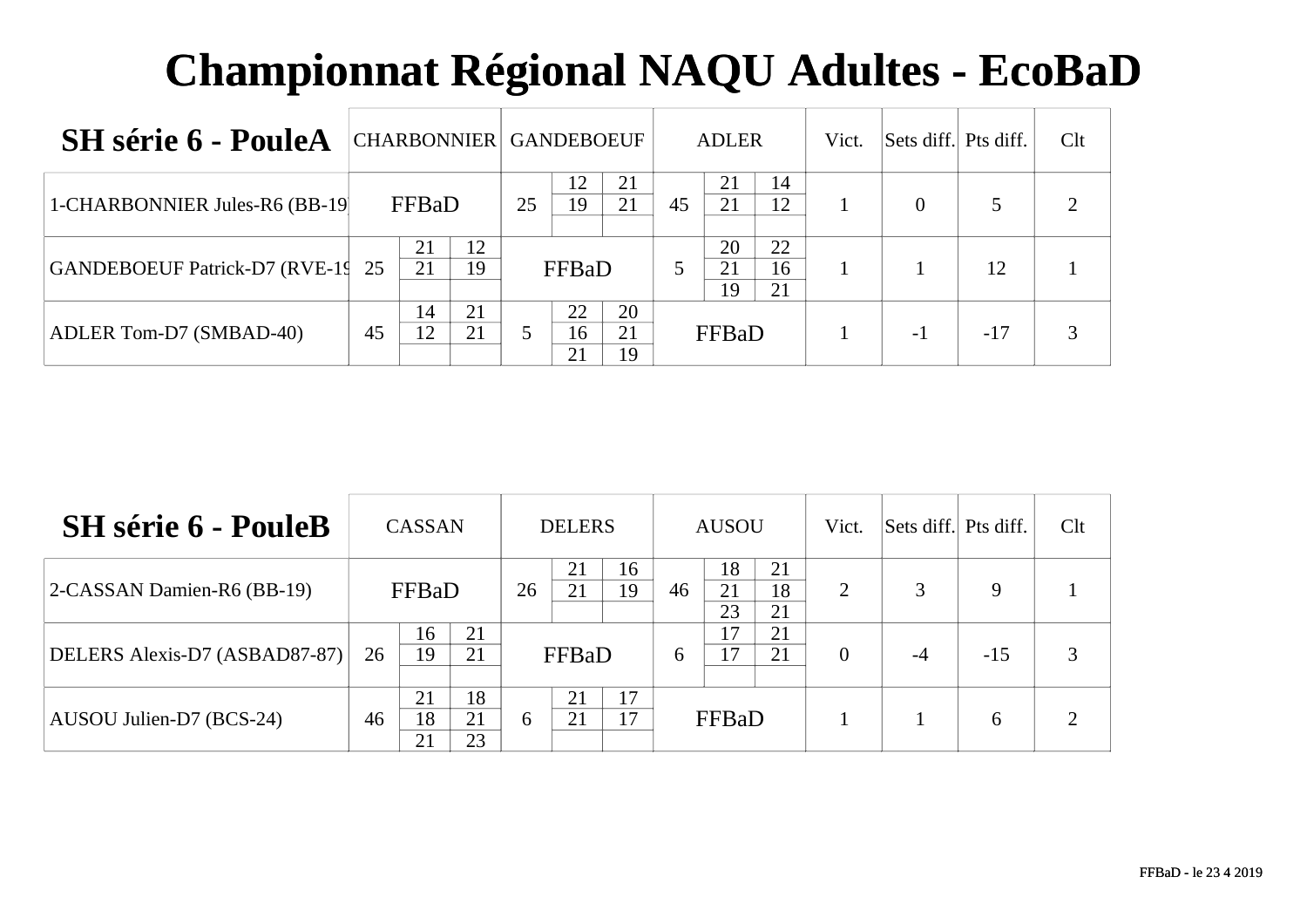# Championnat Régional NAQU Adultes - EcoBaD

| SH série 6 - PouleA | CHARBONNIER | | | GANDEBOEUF | | | ADLER | | | Vict. | Sets diff. | Pts diff. | Clt |
|---|---|---|---|---|---|---|---|---|---|---|---|---|---|
| 1-CHARBONNIER Jules-R6 (BB-19) | FFBaD | | | 25 | 12 | 21 | 45 | 21 | 14 | 1 | 0 | 5 | 2 |
| | | | | | 19 | 21 | | 21 | 12 | | | | |
| | | | | | | | | | | | | | |
| GANDEBOEUF Patrick-D7 (RVE-19) | 25 | 21 | 12 | FFBaD | | | 5 | 20 | 22 | 1 | 1 | 12 | 1 |
| | | 21 | 19 | | | | | 21 | 16 | | | | |
| | | | | | | | | 19 | 21 | | | | |
| ADLER Tom-D7 (SMBAD-40) | 45 | 14 | 21 | 5 | 22 | 20 | FFBaD | | | 1 | -1 | -17 | 3 |
| | | 12 | 21 | | 16 | 21 | | | | | | | |
| | | | | | 21 | 19 | | | | | | | |

| SH série 6 - PouleB | CASSAN | | | DELERS | | | AUSOU | | | Vict. | Sets diff. | Pts diff. | Clt |
|---|---|---|---|---|---|---|---|---|---|---|---|---|---|
| 2-CASSAN Damien-R6 (BB-19) | FFBaD | | | 26 | 21 | 16 | 46 | 18 | 21 | 2 | 3 | 9 | 1 |
| | | | | | 21 | 19 | | 21 | 18 | | | | |
| | | | | | | | | 23 | 21 | | | | |
| DELERS Alexis-D7 (ASBAD87-87) | 26 | 16 | 21 | FFBaD | | | 6 | 17 | 21 | 0 | -4 | -15 | 3 |
| | | 19 | 21 | | | | | 17 | 21 | | | | |
| | | | | | | | | | | | | | |
| AUSOU Julien-D7 (BCS-24) | 46 | 21 | 18 | 6 | 21 | 17 | FFBaD | | | 1 | 1 | 6 | 2 |
| | | 18 | 21 | | 21 | 17 | | | | | | | |
| | | 21 | 23 | | | | | | | | | | |

FFBaD - le 23 4 2019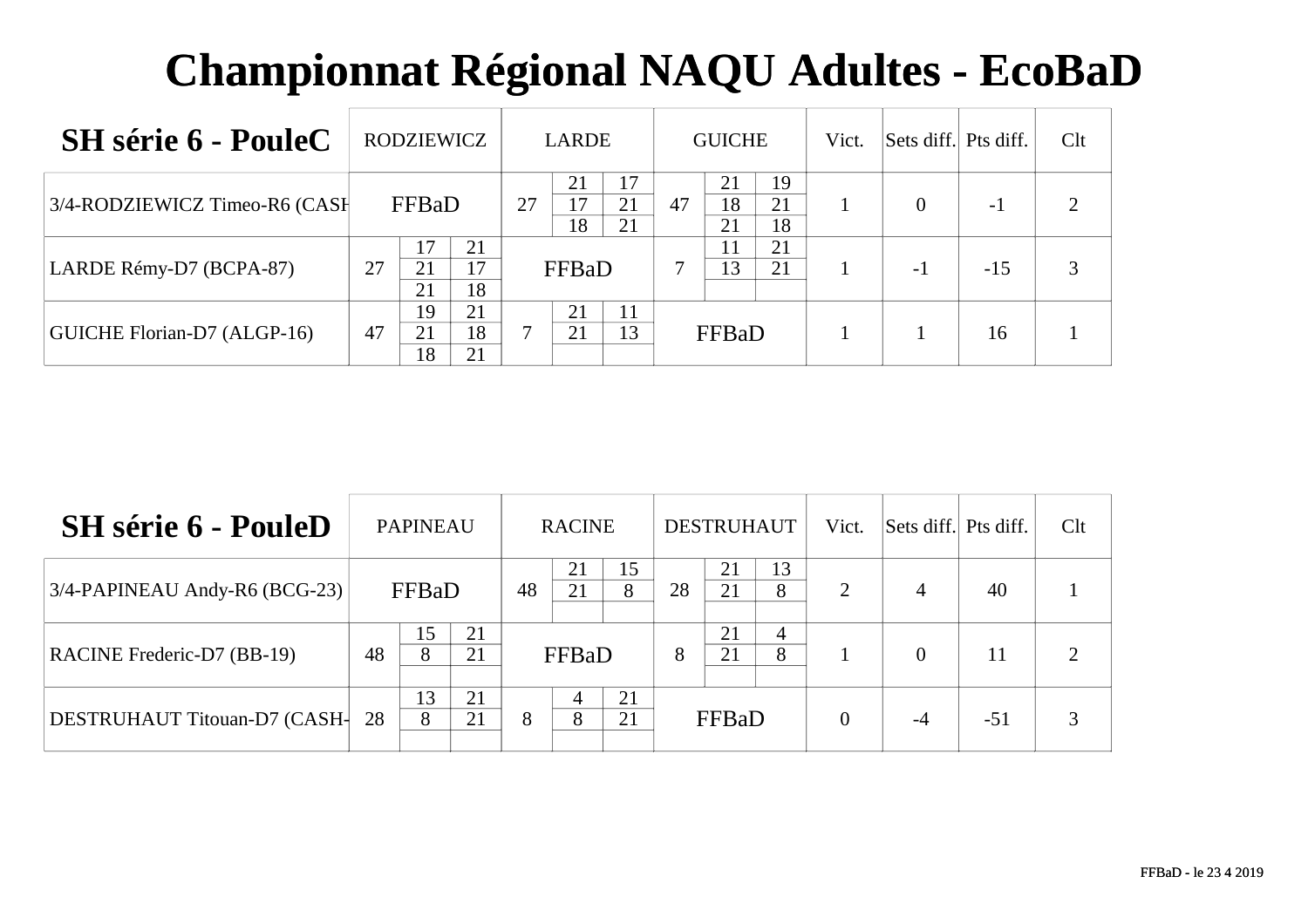# Championnat Régional NAQU Adultes - EcoBaD

| SH série 6 - PouleC | RODZIEWICZ | | | LARDE | | | GUICHE | | | Vict. | Sets diff. | Pts diff. | Clt |
|---|---|---|---|---|---|---|---|---|---|---|---|---|---|
| 3/4-RODZIEWICZ Timeo-R6 (CASH | FFBaD | | | 27 | 21 | 17 | 47 | 21 | 19 | 1 | 0 | -1 | 2 |
| | | | | | 17 | 21 | | 18 | 21 | | | | |
| | | | | | 18 | 21 | | 21 | 18 | | | | |
| LARDE Rémy-D7 (BCPA-87) | 27 | 17 | 21 | FFBaD | | | 7 | 11 | 21 | 1 | -1 | -15 | 3 |
| | | 21 | 17 | | | | | 13 | 21 | | | | |
| | | 21 | 18 | | | | | | | | | | |
| GUICHE Florian-D7 (ALGP-16) | 47 | 19 | 21 | 7 | 21 | 11 | FFBaD | | | 1 | 1 | 16 | 1 |
| | | 21 | 18 | | 21 | 13 | | | | | | | |
| | | 18 | 21 | | | | | | | | | | |

| SH série 6 - PouleD | PAPINEAU | | | RACINE | | | DESTRUHAUT | | | Vict. | Sets diff. | Pts diff. | Clt |
|---|---|---|---|---|---|---|---|---|---|---|---|---|---|
| 3/4-PAPINEAU Andy-R6 (BCG-23) | FFBaD | | | 48 | 21 | 15 | 28 | 21 | 13 | 2 | 4 | 40 | 1 |
| | | | | | 21 | 8 | | 21 | 8 | | | | |
| | | | | | | | | | | | | | |
| RACINE Frederic-D7 (BB-19) | 48 | 15 | 21 | FFBaD | | | 8 | 21 | 4 | 1 | 0 | 11 | 2 |
| | | 8 | 21 | | | | | 21 | 8 | | | | |
| | | | | | | | | | | | | | |
| DESTRUHAUT Titouan-D7 (CASH- | 28 | 13 | 21 | 8 | 4 | 21 | FFBaD | | | 0 | -4 | -51 | 3 |
| | | 8 | 21 | | 8 | 21 | | | | | | | |
| | | | | | | | | | | | | | |

FFBaD - le 23 4 2019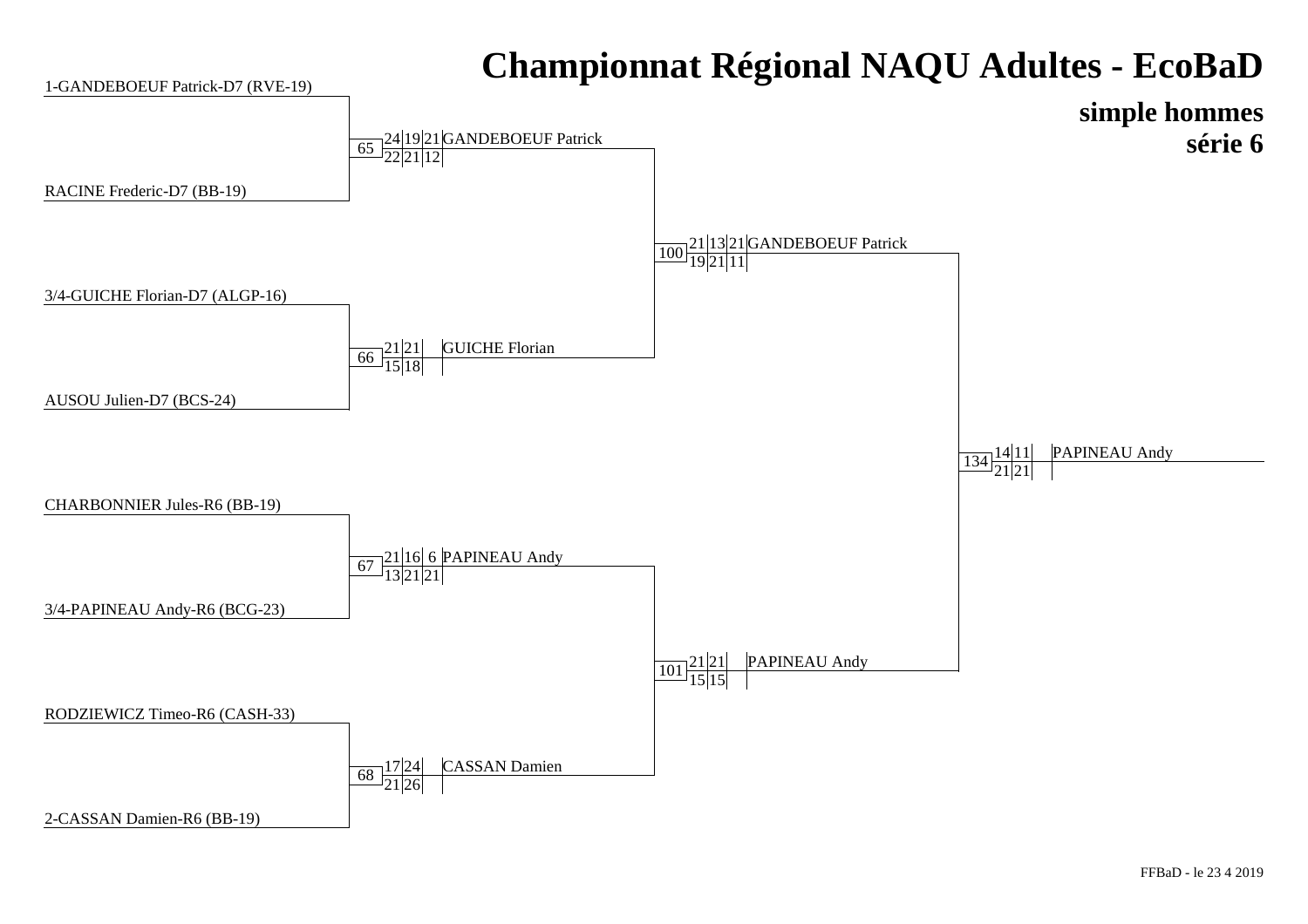# Championnat Régional NAQU Adultes - EcoBaD

## simple hommes
## série 6

**Premier tour**

| Match | Joueur 1 | Joueur 2 | Scores | Vainqueur |
|---|---|---|---|---|
| 65 | 1-GANDEBOEUF Patrick-D7 (RVE-19) | RACINE Frederic-D7 (BB-19) | 24/22, 19/21, 21/12 | GANDEBOEUF Patrick |
| 66 | 3/4-GUICHE Florian-D7 (ALGP-16) | AUSOU Julien-D7 (BCS-24) | 21/15, 21/18 | GUICHE Florian |
| 67 | CHARBONNIER Jules-R6 (BB-19) | 3/4-PAPINEAU Andy-R6 (BCG-23) | 21/13, 16/21, 6/21 | PAPINEAU Andy |
| 68 | RODZIEWICZ Timeo-R6 (CASH-33) | 2-CASSAN Damien-R6 (BB-19) | 17/21, 24/26 | CASSAN Damien |

**Demi-finales**

| Match | Scores | Vainqueur |
|---|---|---|
| 100 | 21/19, 13/21, 21/11 | GANDEBOEUF Patrick |
| 101 | 21/15, 21/15 | PAPINEAU Andy |

**Finale**

| Match | Scores | Vainqueur |
|---|---|---|
| 134 | 14/21, 11/21 | PAPINEAU Andy |

FFBaD - le 23 4 2019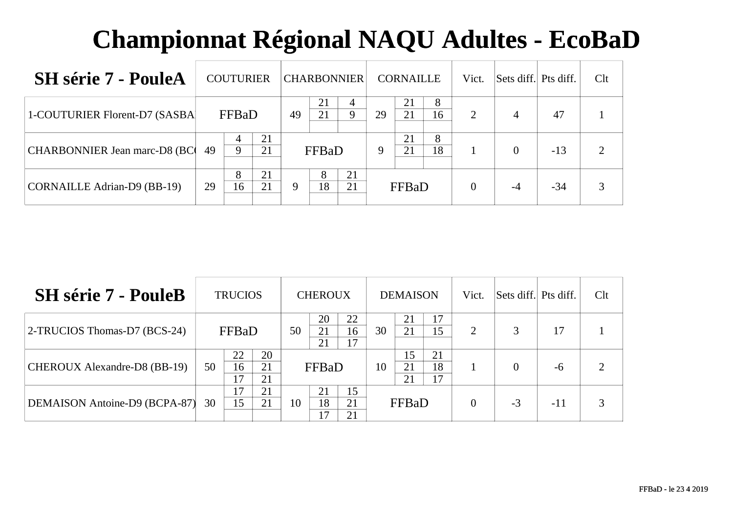# Championnat Régional NAQU Adultes - EcoBaD

## SH série 7 - PouleA

| SH série 7 - PouleA | COUTURIER | | | CHARBONNIER | | | CORNAILLE | | | Vict. | Sets diff. | Pts diff. | Clt |
|---|---|---|---|---|---|---|---|---|---|---|---|---|---|
| 1-COUTURIER Florent-D7 (SASBA | FFBaD | | | 49 | 21 | 4 | 29 | 21 | 8 | 2 | 4 | 47 | 1 |
| | | | | | 21 | 9 | | 21 | 16 | | | | |
| | | | | | | | | | | | | | |
| CHARBONNIER Jean marc-D8 (BC | 49 | 4 | 21 | FFBaD | | | 9 | 21 | 8 | 1 | 0 | -13 | 2 |
| | | 9 | 21 | | | | | 21 | 18 | | | | |
| | | | | | | | | | | | | | |
| CORNAILLE Adrian-D9 (BB-19) | 29 | 8 | 21 | 9 | 8 | 21 | FFBaD | | | 0 | -4 | -34 | 3 |
| | | 16 | 21 | | 18 | 21 | | | | | | | |
| | | | | | | | | | | | | | |

## SH série 7 - PouleB

| SH série 7 - PouleB | TRUCIOS | | | CHEROUX | | | DEMAISON | | | Vict. | Sets diff. | Pts diff. | Clt |
|---|---|---|---|---|---|---|---|---|---|---|---|---|---|
| 2-TRUCIOS Thomas-D7 (BCS-24) | FFBaD | | | 50 | 20 | 22 | 30 | 21 | 17 | 2 | 3 | 17 | 1 |
| | | | | | 21 | 16 | | 21 | 15 | | | | |
| | | | | | 21 | 17 | | | | | | | |
| CHEROUX Alexandre-D8 (BB-19) | 50 | 22 | 20 | FFBaD | | | 10 | 15 | 21 | 1 | 0 | -6 | 2 |
| | | 16 | 21 | | | | | 21 | 18 | | | | |
| | | 17 | 21 | | | | | 21 | 17 | | | | |
| DEMAISON Antoine-D9 (BCPA-87) | 30 | 17 | 21 | 10 | 21 | 15 | FFBaD | | | 0 | -3 | -11 | 3 |
| | | 15 | 21 | | 18 | 21 | | | | | | | |
| | | | | | 17 | 21 | | | | | | | |

FFBaD - le 23 4 2019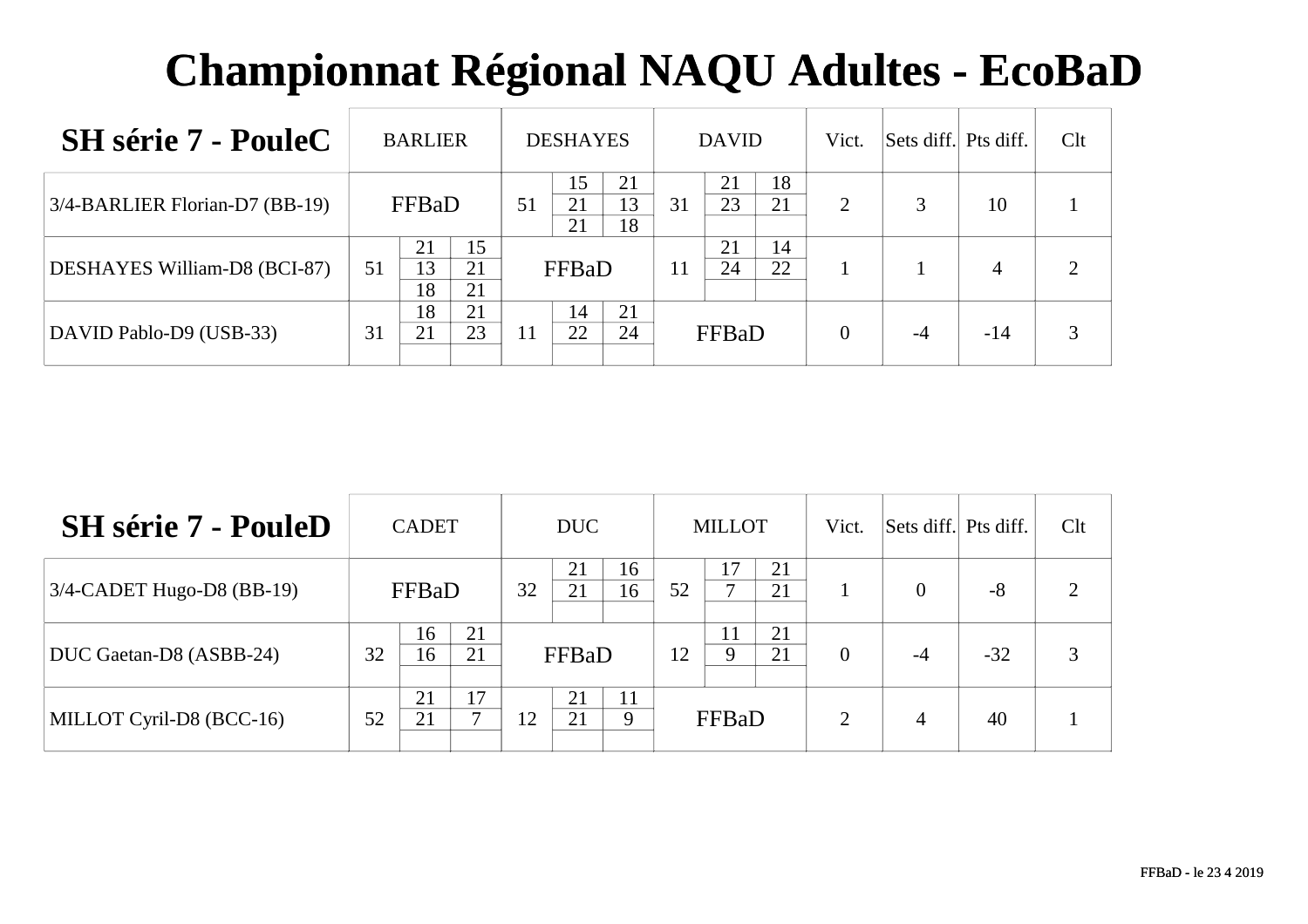# Championnat Régional NAQU Adultes - EcoBaD

| SH série 7 - PouleC | BARLIER | DESHAYES | DAVID | Vict. | Sets diff. | Pts diff. | Clt |
|---|---|---|---|---|---|---|---|
| 3/4-BARLIER Florian-D7 (BB-19) | FFBaD | 51 — 15-21, 21-13, 21-18 | 31 — 21-18, 23-21 | 2 | 3 | 10 | 1 |
| DESHAYES William-D8 (BCI-87) | 51 — 21-15, 13-21, 18-21 | FFBaD | 11 — 21-14, 24-22 | 1 | 1 | 4 | 2 |
| DAVID Pablo-D9 (USB-33) | 31 — 18-21, 21-23 | 11 — 14-21, 22-24 | FFBaD | 0 | -4 | -14 | 3 |

| SH série 7 - PouleD | CADET | DUC | MILLOT | Vict. | Sets diff. | Pts diff. | Clt |
|---|---|---|---|---|---|---|---|
| 3/4-CADET Hugo-D8 (BB-19) | FFBaD | 32 — 21-16, 21-16 | 52 — 17-21, 7-21 | 1 | 0 | -8 | 2 |
| DUC Gaetan-D8 (ASBB-24) | 32 — 16-21, 16-21 | FFBaD | 12 — 11-21, 9-21 | 0 | -4 | -32 | 3 |
| MILLOT Cyril-D8 (BCC-16) | 52 — 21-17, 21-7 | 12 — 21-11, 21-9 | FFBaD | 2 | 4 | 40 | 1 |

FFBaD - le 23 4 2019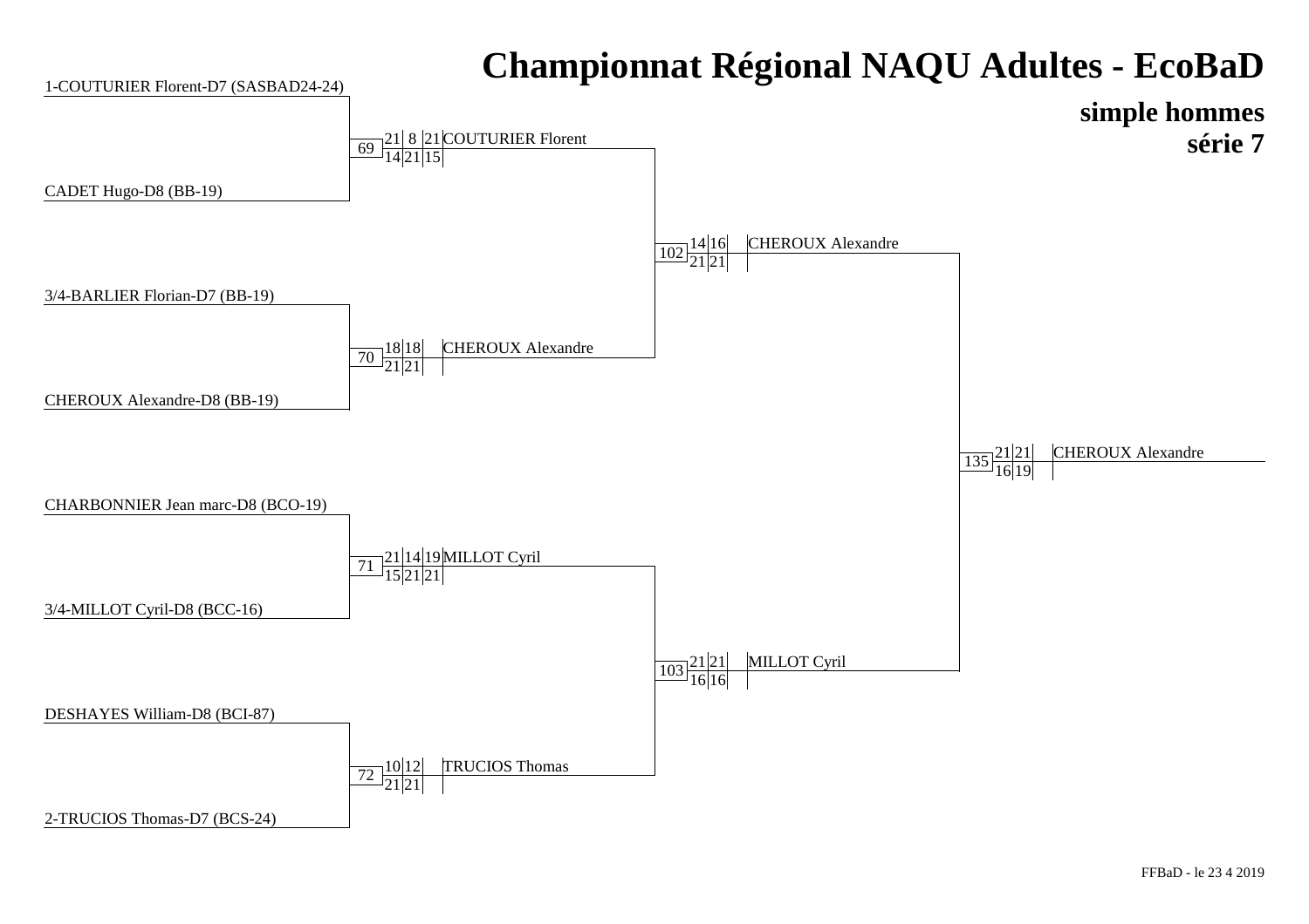# Championnat Régional NAQU Adultes - EcoBaD

## simple hommes
## série 7

**Premier tour**

1-COUTURIER Florent-D7 (SASBAD24-24)
CADET Hugo-D8 (BB-19)

3/4-BARLIER Florian-D7 (BB-19)
CHEROUX Alexandre-D8 (BB-19)

CHARBONNIER Jean marc-D8 (BCO-19)
3/4-MILLOT Cyril-D8 (BCC-16)

DESHAYES William-D8 (BCI-87)
2-TRUCIOS Thomas-D7 (BCS-24)

**Matchs**

| Match | Scores | | | Vainqueur |
|---|---|---|---|---|
| 69 | 21-14 | 8-21 | 21-15 | COUTURIER Florent |
| 70 | 18-21 | 18-21 | | CHEROUX Alexandre |
| 71 | 21-15 | 14-21 | 19-21 | MILLOT Cyril |
| 72 | 10-21 | 12-21 | | TRUCIOS Thomas |
| 102 | 14-21 | 16-21 | | CHEROUX Alexandre |
| 103 | 21-16 | 21-16 | | MILLOT Cyril |
| 135 | 21-16 | 21-19 | | CHEROUX Alexandre |

FFBaD - le 23 4 2019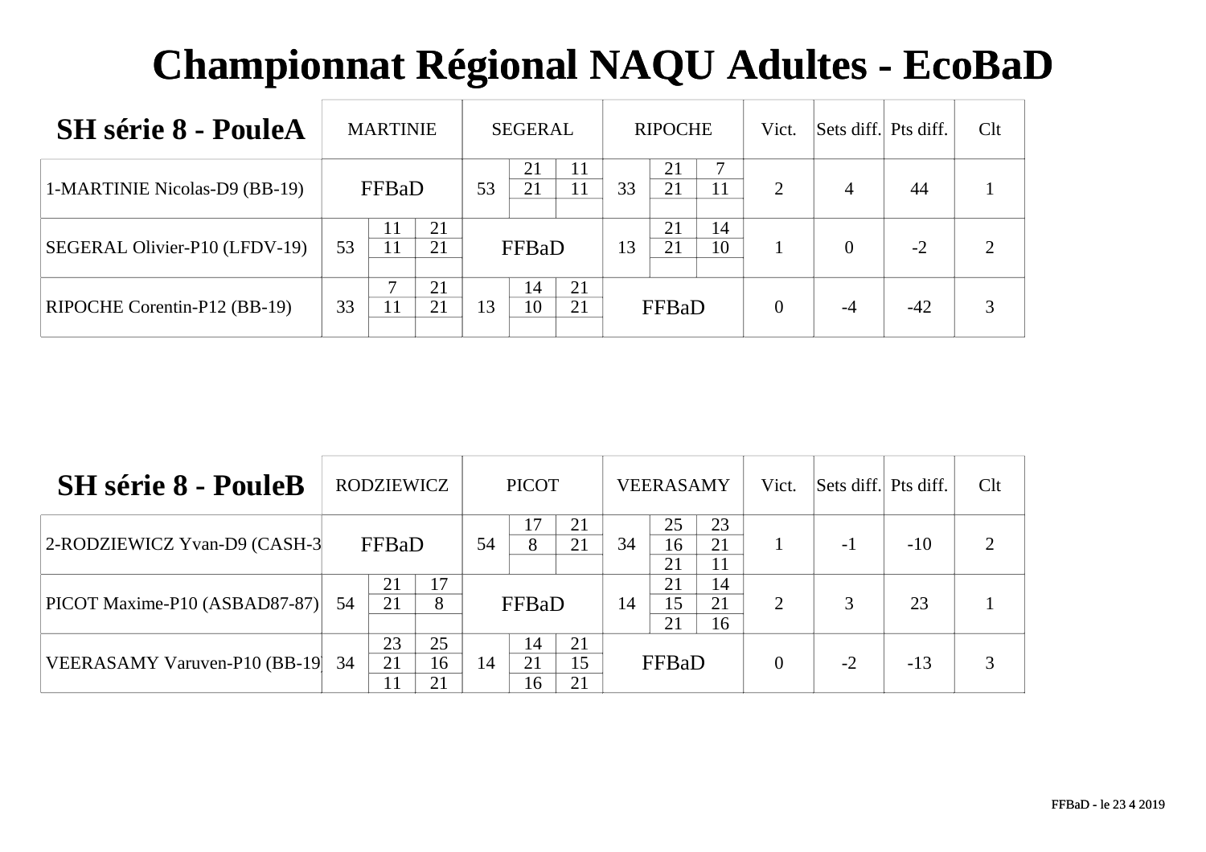# Championnat Régional NAQU Adultes - EcoBaD

## SH série 8 - PouleA

| SH série 8 - PouleA | MARTINIE | | | SEGERAL | | | RIPOCHE | | | Vict. | Sets diff. | Pts diff. | Clt |
|---|---|---|---|---|---|---|---|---|---|---|---|---|---|
| 1-MARTINIE Nicolas-D9 (BB-19) | FFBaD | | | 53 | 21 / 21 | 11 / 11 | 33 | 21 / 21 | 7 / 11 | 2 | 4 | 44 | 1 |
| SEGERAL Olivier-P10 (LFDV-19) | 53 | 11 / 11 | 21 / 21 | FFBaD | | | 13 | 21 / 21 | 14 / 10 | 1 | 0 | -2 | 2 |
| RIPOCHE Corentin-P12 (BB-19) | 33 | 7 / 11 | 21 / 21 | 13 | 14 / 10 | 21 / 21 | FFBaD | | | 0 | -4 | -42 | 3 |

## SH série 8 - PouleB

| SH série 8 - PouleB | RODZIEWICZ | | | PICOT | | | VEERASAMY | | | Vict. | Sets diff. | Pts diff. | Clt |
|---|---|---|---|---|---|---|---|---|---|---|---|---|---|
| 2-RODZIEWICZ Yvan-D9 (CASH-3 | FFBaD | | | 54 | 17 / 8 | 21 / 21 | 34 | 25 / 16 / 21 | 23 / 21 / 11 | 1 | -1 | -10 | 2 |
| PICOT Maxime-P10 (ASBAD87-87) | 54 | 21 / 21 | 17 / 8 | FFBaD | | | 14 | 21 / 15 / 21 | 14 / 21 / 16 | 2 | 3 | 23 | 1 |
| VEERASAMY Varuven-P10 (BB-19 | 34 | 23 / 21 / 11 | 25 / 16 / 21 | 14 | 14 / 21 / 16 | 21 / 15 / 21 | FFBaD | | | 0 | -2 | -13 | 3 |

FFBaD - le 23 4 2019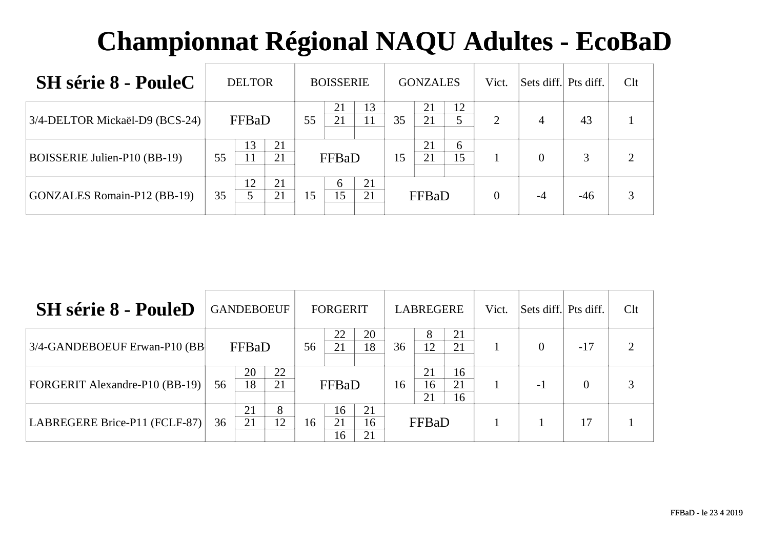# Championnat Régional NAQU Adultes - EcoBaD

| SH série 8 - PouleC | DELTOR | | | BOISSERIE | | | GONZALES | | | Vict. | Sets diff. | Pts diff. | Clt |
|---|---|---|---|---|---|---|---|---|---|---|---|---|---|
| 3/4-DELTOR Mickaël-D9 (BCS-24) | FFBaD | | | 55 | 21<br>21 | 13<br>11 | 35 | 21<br>21 | 12<br>5 | 2 | 4 | 43 | 1 |
| BOISSERIE Julien-P10 (BB-19) | 55 | 13<br>11 | 21<br>21 | FFBaD | | | 15 | 21<br>21 | 6<br>15 | 1 | 0 | 3 | 2 |
| GONZALES Romain-P12 (BB-19) | 35 | 12<br>5 | 21<br>21 | 15 | 6<br>15 | 21<br>21 | FFBaD | | | 0 | -4 | -46 | 3 |

| SH série 8 - PouleD | GANDEBOEUF | | | FORGERIT | | | LABREGERE | | | Vict. | Sets diff. | Pts diff. | Clt |
|---|---|---|---|---|---|---|---|---|---|---|---|---|---|
| 3/4-GANDEBOEUF Erwan-P10 (BB | FFBaD | | | 56 | 22<br>21 | 20<br>18 | 36 | 8<br>12 | 21<br>21 | 1 | 0 | -17 | 2 |
| FORGERIT Alexandre-P10 (BB-19) | 56 | 20<br>18 | 22<br>21 | FFBaD | | | 16 | 21<br>16<br>21 | 16<br>21<br>16 | 1 | -1 | 0 | 3 |
| LABREGERE Brice-P11 (FCLF-87) | 36 | 21<br>21 | 8<br>12 | 16 | 16<br>21<br>16 | 21<br>16<br>21 | FFBaD | | | 1 | 1 | 17 | 1 |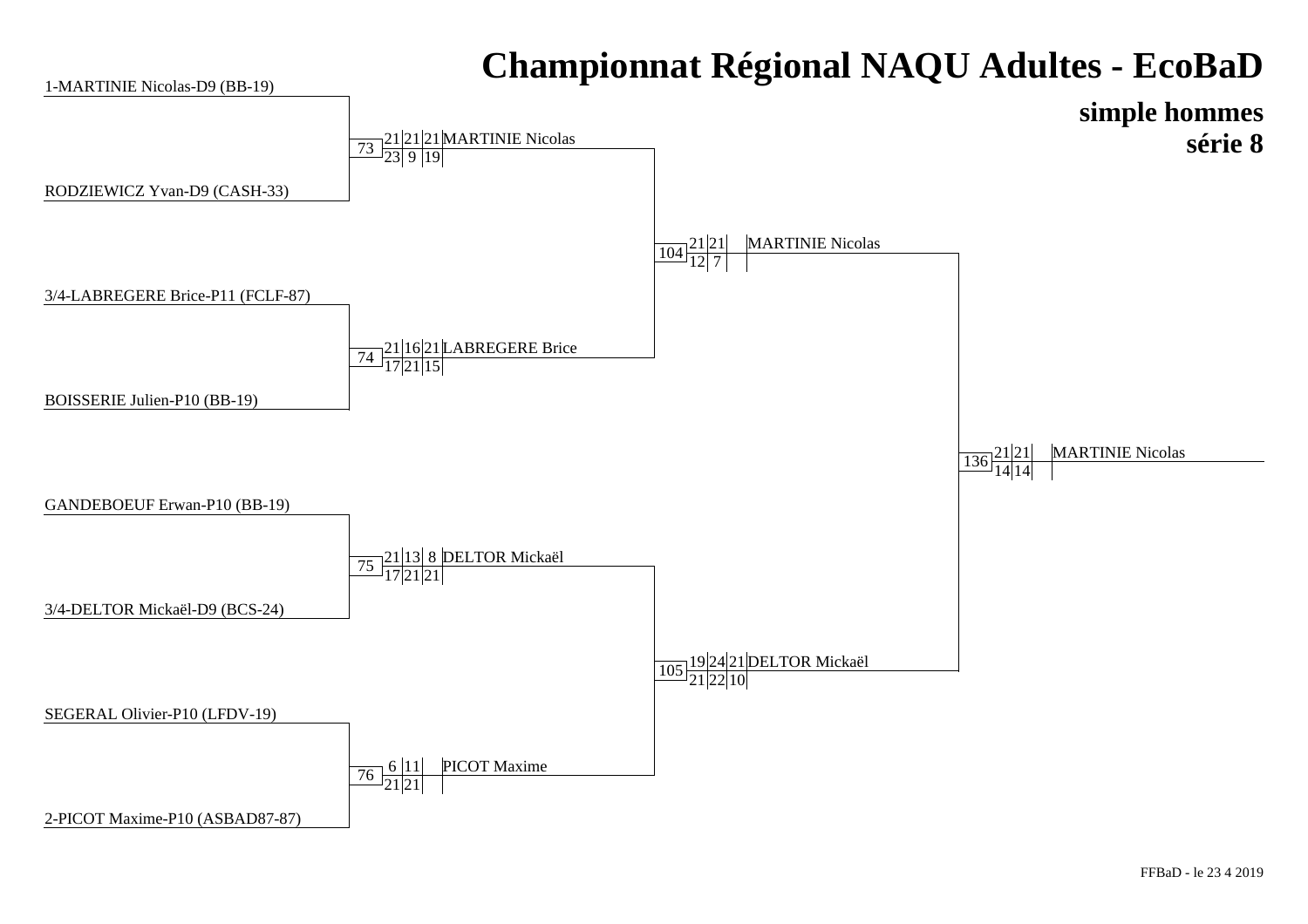# Championnat Régional NAQU Adultes - EcoBaD

## simple hommes
## série 8

1-MARTINIE Nicolas-D9 (BB-19)

RODZIEWICZ Yvan-D9 (CASH-33)

3/4-LABREGERE Brice-P11 (FCLF-87)

BOISSERIE Julien-P10 (BB-19)

GANDEBOEUF Erwan-P10 (BB-19)

3/4-DELTOR Mickaël-D9 (BCS-24)

SEGERAL Olivier-P10 (LFDV-19)

2-PICOT Maxime-P10 (ASBAD87-87)

73 — 21 21 21 / 23 9 19 — MARTINIE Nicolas

74 — 21 16 21 / 17 21 15 — LABREGERE Brice

75 — 21 13 8 / 17 21 21 — DELTOR Mickaël

76 — 6 11 / 21 21 — PICOT Maxime

104 — 21 21 / 12 7 — MARTINIE Nicolas

105 — 19 24 21 / 21 22 10 — DELTOR Mickaël

136 — 21 21 / 14 14 — MARTINIE Nicolas

FFBaD - le 23 4 2019